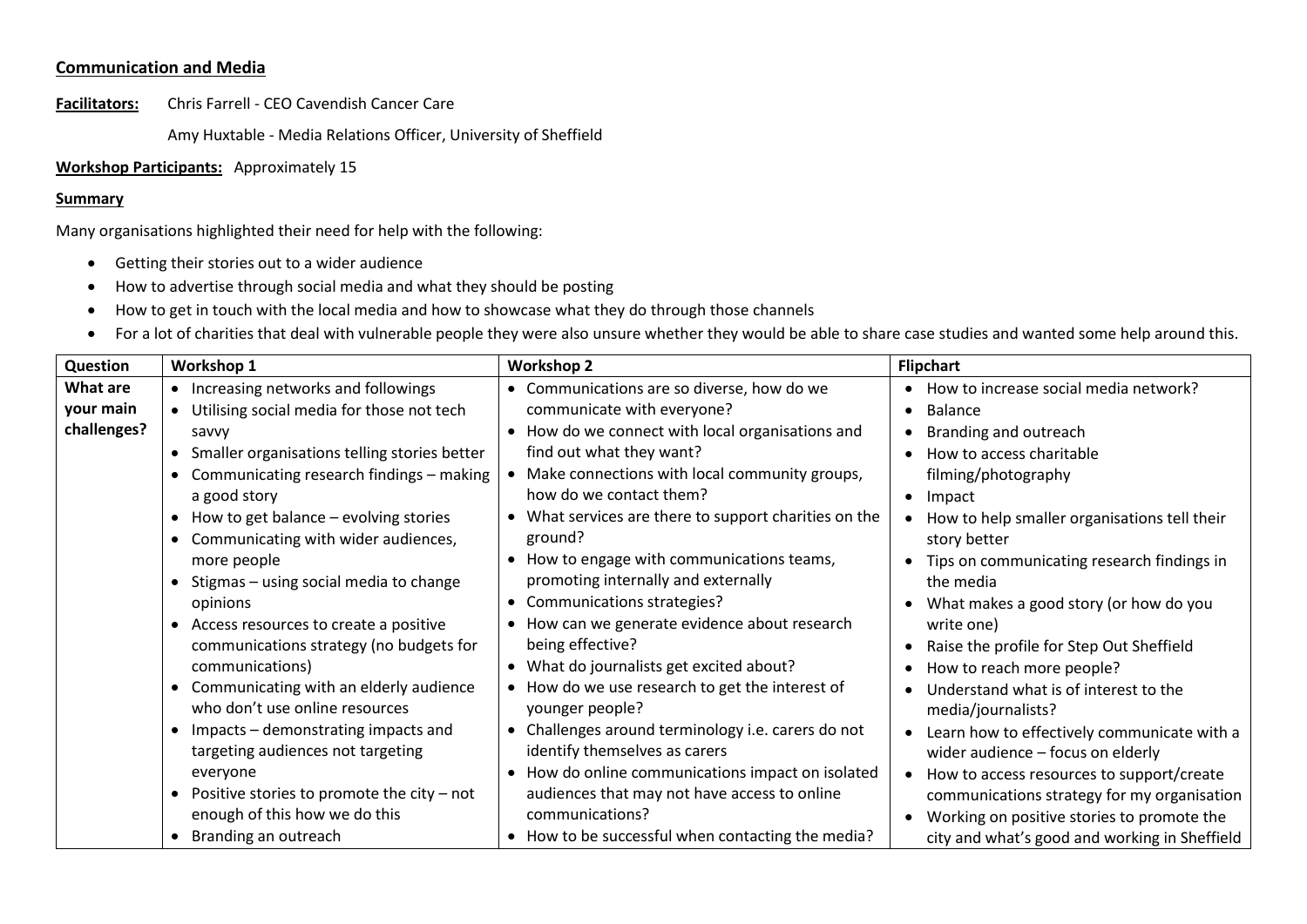## Communication and Media

**Facilitators:** Chris Farrell - CEO Cavendish Cancer Care

Amy Huxtable - Media Relations Officer, University of Sheffield

**Workshop Participants:** Approximately 15

**Summary**

Many organisations highlighted their need for help with the following:

- Getting their stories out to a wider audience
- How to advertise through social media and what they should be posting
- How to get in touch with the local media and how to showcase what they do through those channels
- For a lot of charities that deal with vulnerable people they were also unsure whether they would be able to share case studies and wanted some help around this.

| Question | Workshop 1 | Workshop 2 | Flipchart |
|---|---|---|---|
| What are your main challenges? | • Increasing networks and followings<br>• Utilising social media for those not tech savvy<br>• Smaller organisations telling stories better<br>• Communicating research findings – making a good story<br>• How to get balance – evolving stories<br>• Communicating with wider audiences, more people<br>• Stigmas – using social media to change opinions<br>• Access resources to create a positive communications strategy (no budgets for communications)<br>• Communicating with an elderly audience who don't use online resources<br>• Impacts – demonstrating impacts and targeting audiences not targeting everyone<br>• Positive stories to promote the city – not enough of this how we do this<br>• Branding an outreach | • Communications are so diverse, how do we communicate with everyone?<br>• How do we connect with local organisations and find out what they want?<br>• Make connections with local community groups, how do we contact them?<br>• What services are there to support charities on the ground?<br>• How to engage with communications teams, promoting internally and externally<br>• Communications strategies?<br>• How can we generate evidence about research being effective?<br>• What do journalists get excited about?<br>• How do we use research to get the interest of younger people?<br>• Challenges around terminology i.e. carers do not identify themselves as carers<br>• How do online communications impact on isolated audiences that may not have access to online communications?<br>• How to be successful when contacting the media? | • How to increase social media network?<br>• Balance<br>• Branding and outreach<br>• How to access charitable filming/photography<br>• Impact<br>• How to help smaller organisations tell their story better<br>• Tips on communicating research findings in the media<br>• What makes a good story (or how do you write one)<br>• Raise the profile for Step Out Sheffield<br>• How to reach more people?<br>• Understand what is of interest to the media/journalists?<br>• Learn how to effectively communicate with a wider audience – focus on elderly<br>• How to access resources to support/create communications strategy for my organisation<br>• Working on positive stories to promote the city and what's good and working in Sheffield |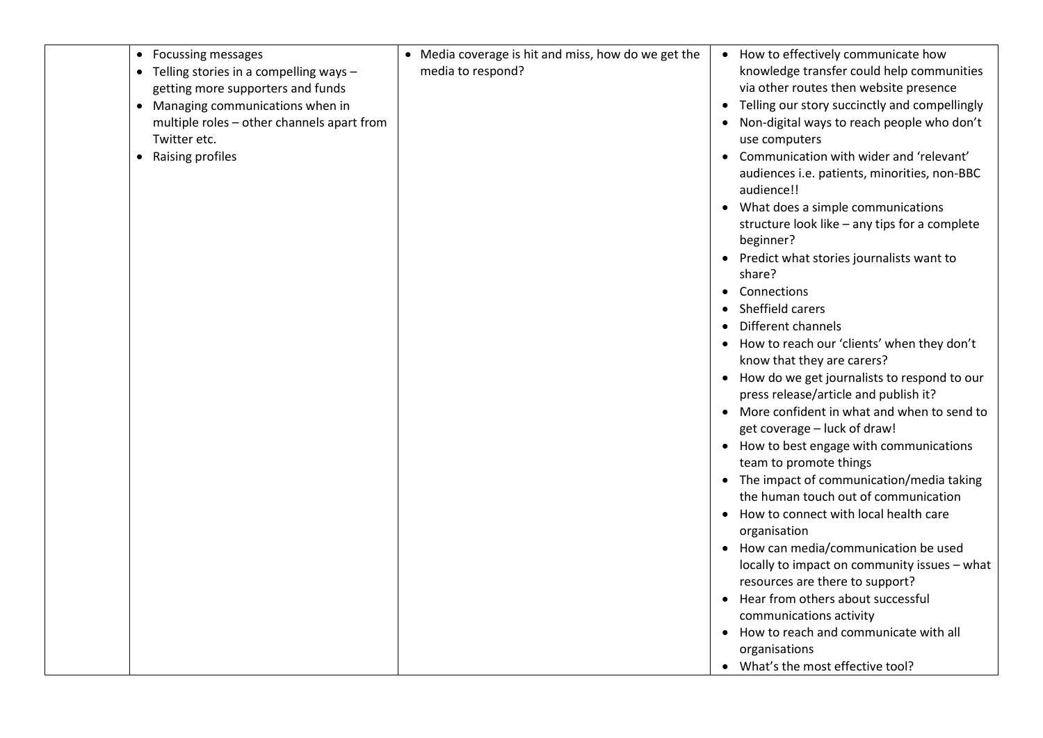| | | | |
|---|---|---|---|
| | • Focussing messages<br>• Telling stories in a compelling ways – getting more supporters and funds<br>• Managing communications when in multiple roles – other channels apart from Twitter etc.<br>• Raising profiles | • Media coverage is hit and miss, how do we get the media to respond? | • How to effectively communicate how knowledge transfer could help communities via other routes then website presence<br>• Telling our story succinctly and compellingly<br>• Non-digital ways to reach people who don't use computers<br>• Communication with wider and 'relevant' audiences i.e. patients, minorities, non-BBC audience!!<br>• What does a simple communications structure look like – any tips for a complete beginner?<br>• Predict what stories journalists want to share?<br>• Connections<br>• Sheffield carers<br>• Different channels<br>• How to reach our 'clients' when they don't know that they are carers?<br>• How do we get journalists to respond to our press release/article and publish it?<br>• More confident in what and when to send to get coverage – luck of draw!<br>• How to best engage with communications team to promote things<br>• The impact of communication/media taking the human touch out of communication<br>• How to connect with local health care organisation<br>• How can media/communication be used locally to impact on community issues – what resources are there to support?<br>• Hear from others about successful communications activity<br>• How to reach and communicate with all organisations<br>• What's the most effective tool? |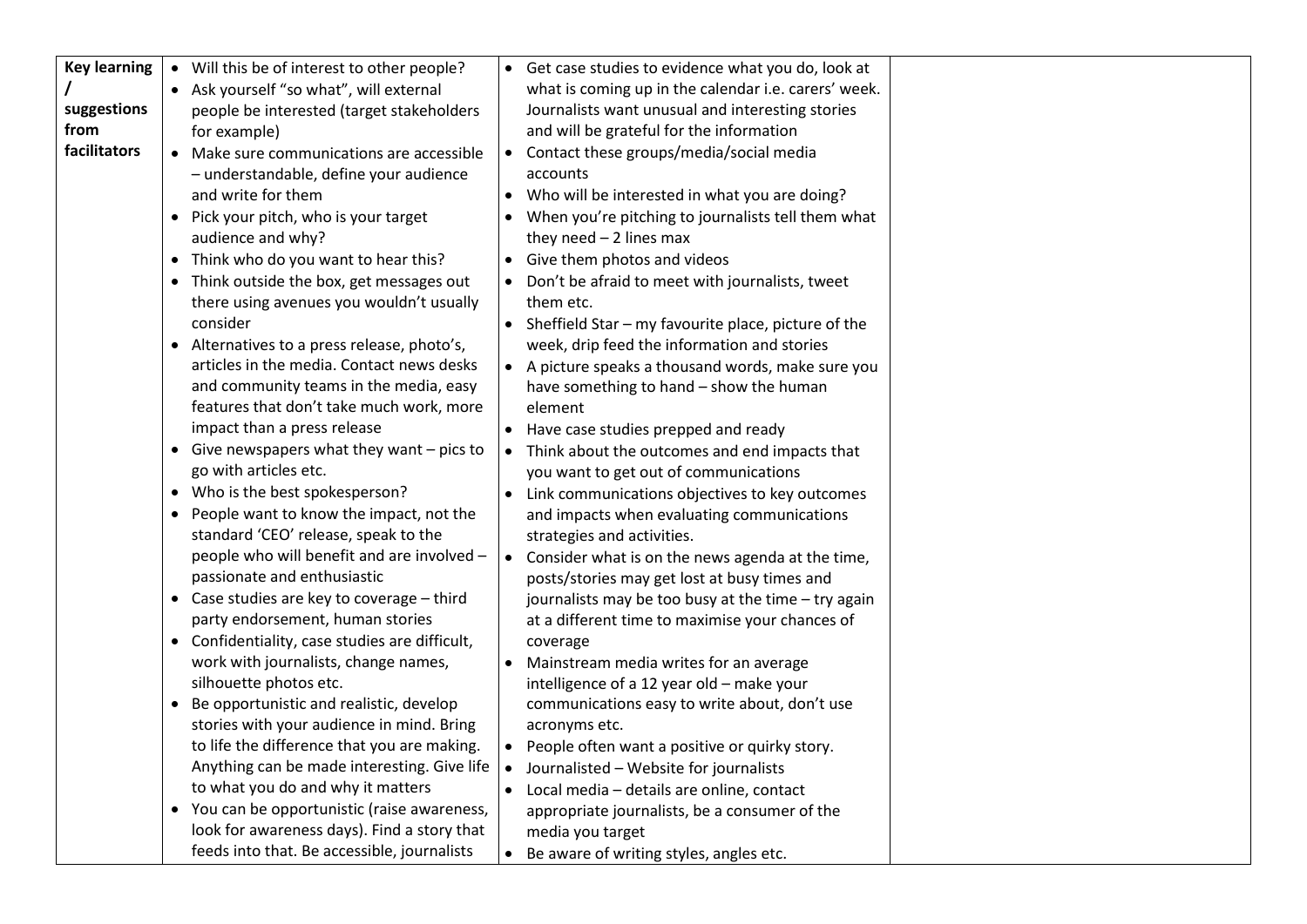| Key learning / suggestions from facilitators | • Will this be of interest to other people?<br>• Ask yourself "so what", will external people be interested (target stakeholders for example)<br>• Make sure communications are accessible – understandable, define your audience and write for them<br>• Pick your pitch, who is your target audience and why?<br>• Think who do you want to hear this?<br>• Think outside the box, get messages out there using avenues you wouldn't usually consider<br>• Alternatives to a press release, photo's, articles in the media. Contact news desks and community teams in the media, easy features that don't take much work, more impact than a press release<br>• Give newspapers what they want – pics to go with articles etc.<br>• Who is the best spokesperson?<br>• People want to know the impact, not the standard 'CEO' release, speak to the people who will benefit and are involved – passionate and enthusiastic<br>• Case studies are key to coverage – third party endorsement, human stories<br>• Confidentiality, case studies are difficult, work with journalists, change names, silhouette photos etc.<br>• Be opportunistic and realistic, develop stories with your audience in mind. Bring to life the difference that you are making. Anything can be made interesting. Give life to what you do and why it matters<br>• You can be opportunistic (raise awareness, look for awareness days). Find a story that feeds into that. Be accessible, journalists | • Get case studies to evidence what you do, look at what is coming up in the calendar i.e. carers' week. Journalists want unusual and interesting stories and will be grateful for the information<br>• Contact these groups/media/social media accounts<br>• Who will be interested in what you are doing?<br>• When you're pitching to journalists tell them what they need – 2 lines max<br>• Give them photos and videos<br>• Don't be afraid to meet with journalists, tweet them etc.<br>• Sheffield Star – my favourite place, picture of the week, drip feed the information and stories<br>• A picture speaks a thousand words, make sure you have something to hand – show the human element<br>• Have case studies prepped and ready<br>• Think about the outcomes and end impacts that you want to get out of communications<br>• Link communications objectives to key outcomes and impacts when evaluating communications strategies and activities.<br>• Consider what is on the news agenda at the time, posts/stories may get lost at busy times and journalists may be too busy at the time – try again at a different time to maximise your chances of coverage<br>• Mainstream media writes for an average intelligence of a 12 year old – make your communications easy to write about, don't use acronyms etc.<br>• People often want a positive or quirky story.<br>• Journalisted – Website for journalists<br>• Local media – details are online, contact appropriate journalists, be a consumer of the media you target<br>• Be aware of writing styles, angles etc. | |
|---|---|---|---|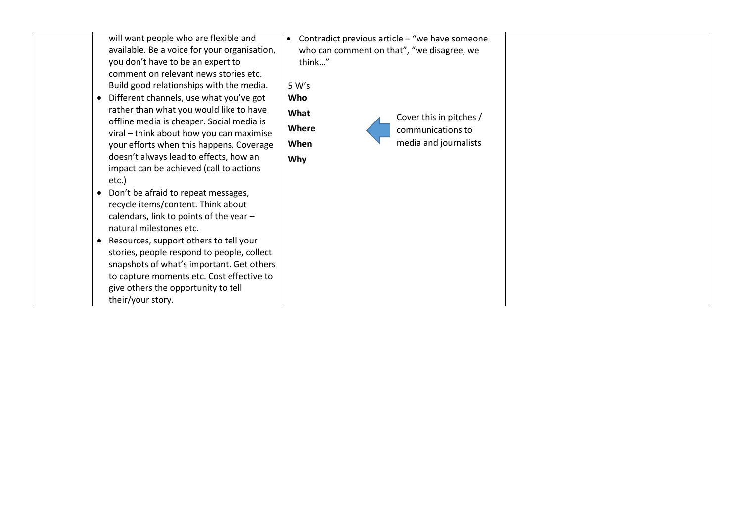| | | | |
|---|---|---|---|
| | will want people who are flexible and available. Be a voice for your organisation, you don't have to be an expert to comment on relevant news stories etc. Build good relationships with the media.<br>• Different channels, use what you've got rather than what you would like to have offline media is cheaper. Social media is viral – think about how you can maximise your efforts when this happens. Coverage doesn't always lead to effects, how an impact can be achieved (call to actions etc.)<br>• Don't be afraid to repeat messages, recycle items/content. Think about calendars, link to points of the year – natural milestones etc.<br>• Resources, support others to tell your stories, people respond to people, collect snapshots of what's important. Get others to capture moments etc. Cost effective to give others the opportunity to tell their/your story. | • Contradict previous article – "we have someone who can comment on that", "we disagree, we think…"<br><br>5 W's<br>**Who**<br>**What**<br>**Where**<br>**When**<br>**Why**<br><br>Cover this in pitches / communications to media and journalists | |